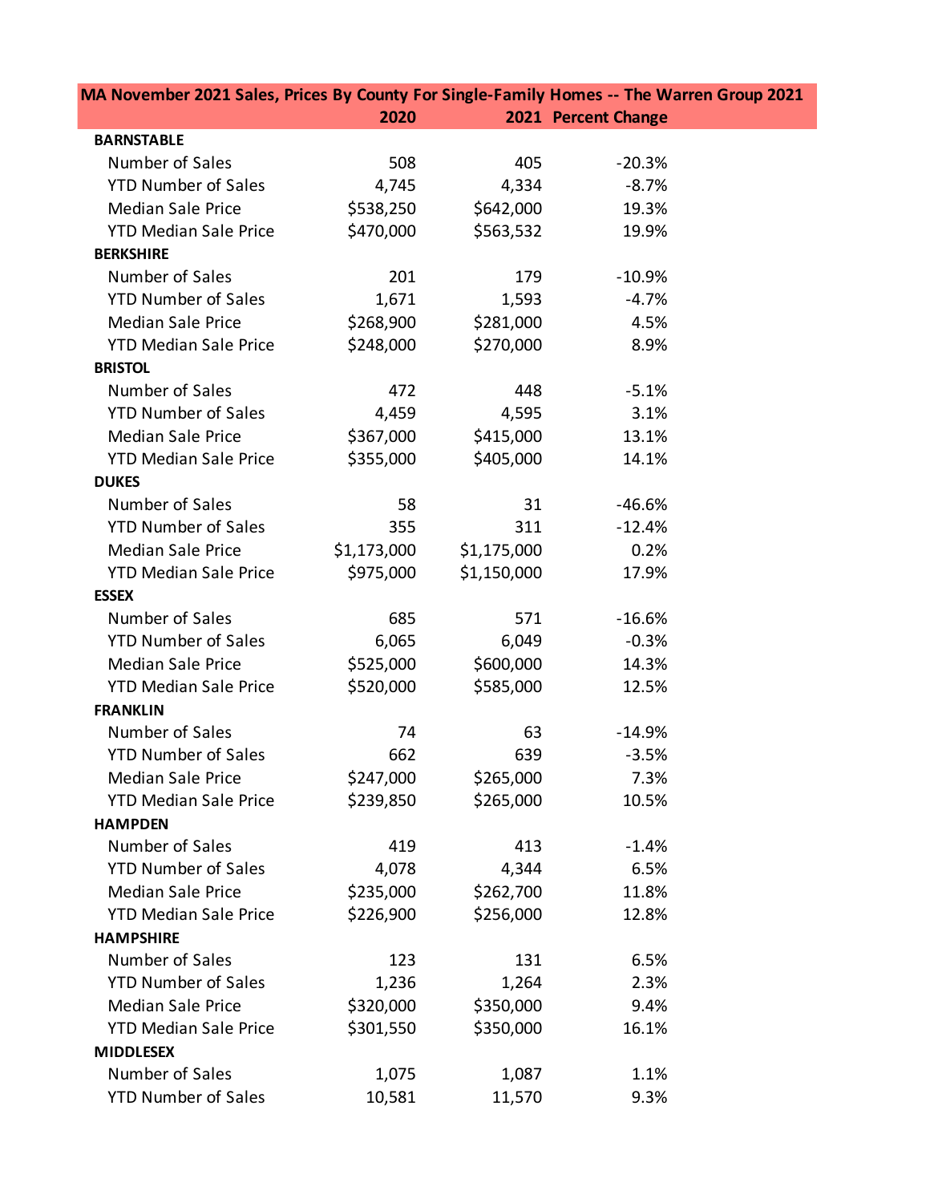| MA November 2021 Sales, Prices By County For Single-Family Homes -- The Warren Group 2021 | | | |
|---|---|---|---|
| | 2020 | 2021 | Percent Change |
| **BARNSTABLE** | | | |
| Number of Sales | 508 | 405 | -20.3% |
| YTD Number of Sales | 4,745 | 4,334 | -8.7% |
| Median Sale Price | $538,250 | $642,000 | 19.3% |
| YTD Median Sale Price | $470,000 | $563,532 | 19.9% |
| **BERKSHIRE** | | | |
| Number of Sales | 201 | 179 | -10.9% |
| YTD Number of Sales | 1,671 | 1,593 | -4.7% |
| Median Sale Price | $268,900 | $281,000 | 4.5% |
| YTD Median Sale Price | $248,000 | $270,000 | 8.9% |
| **BRISTOL** | | | |
| Number of Sales | 472 | 448 | -5.1% |
| YTD Number of Sales | 4,459 | 4,595 | 3.1% |
| Median Sale Price | $367,000 | $415,000 | 13.1% |
| YTD Median Sale Price | $355,000 | $405,000 | 14.1% |
| **DUKES** | | | |
| Number of Sales | 58 | 31 | -46.6% |
| YTD Number of Sales | 355 | 311 | -12.4% |
| Median Sale Price | $1,173,000 | $1,175,000 | 0.2% |
| YTD Median Sale Price | $975,000 | $1,150,000 | 17.9% |
| **ESSEX** | | | |
| Number of Sales | 685 | 571 | -16.6% |
| YTD Number of Sales | 6,065 | 6,049 | -0.3% |
| Median Sale Price | $525,000 | $600,000 | 14.3% |
| YTD Median Sale Price | $520,000 | $585,000 | 12.5% |
| **FRANKLIN** | | | |
| Number of Sales | 74 | 63 | -14.9% |
| YTD Number of Sales | 662 | 639 | -3.5% |
| Median Sale Price | $247,000 | $265,000 | 7.3% |
| YTD Median Sale Price | $239,850 | $265,000 | 10.5% |
| **HAMPDEN** | | | |
| Number of Sales | 419 | 413 | -1.4% |
| YTD Number of Sales | 4,078 | 4,344 | 6.5% |
| Median Sale Price | $235,000 | $262,700 | 11.8% |
| YTD Median Sale Price | $226,900 | $256,000 | 12.8% |
| **HAMPSHIRE** | | | |
| Number of Sales | 123 | 131 | 6.5% |
| YTD Number of Sales | 1,236 | 1,264 | 2.3% |
| Median Sale Price | $320,000 | $350,000 | 9.4% |
| YTD Median Sale Price | $301,550 | $350,000 | 16.1% |
| **MIDDLESEX** | | | |
| Number of Sales | 1,075 | 1,087 | 1.1% |
| YTD Number of Sales | 10,581 | 11,570 | 9.3% |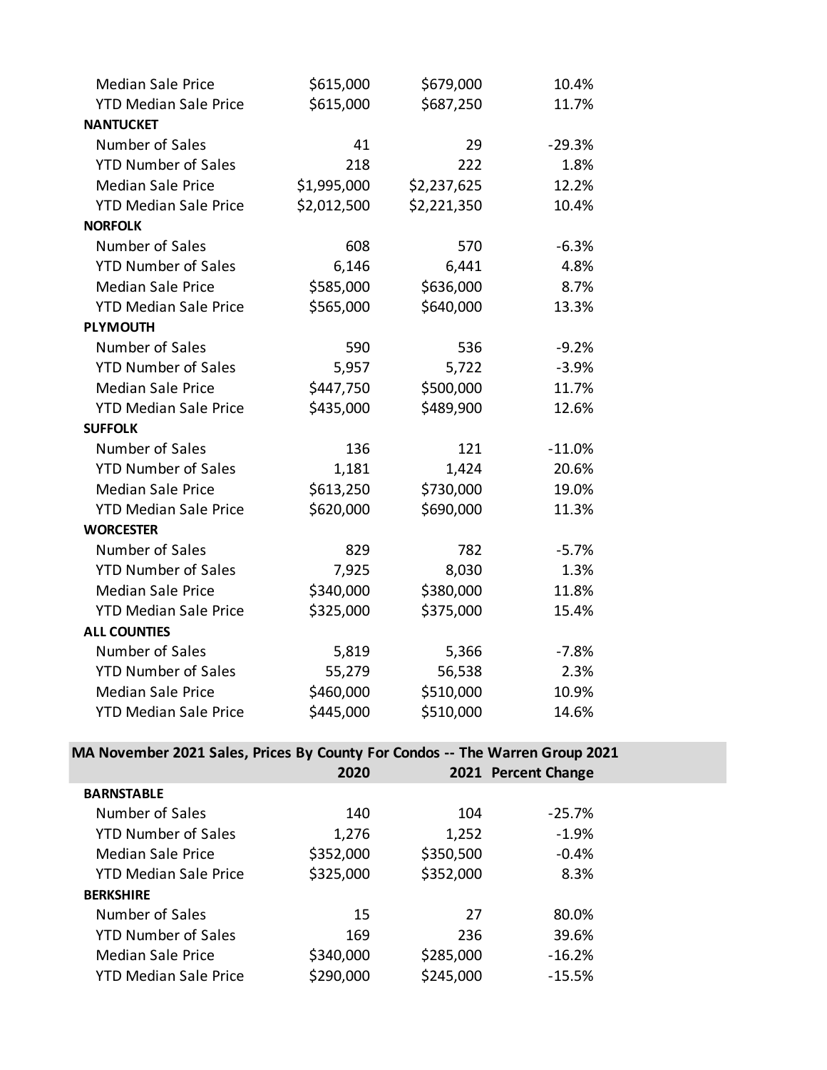| | | | |
|---|---|---|---|
| Median Sale Price | $615,000 | $679,000 | 10.4% |
| YTD Median Sale Price | $615,000 | $687,250 | 11.7% |
| **NANTUCKET** | | | |
| Number of Sales | 41 | 29 | -29.3% |
| YTD Number of Sales | 218 | 222 | 1.8% |
| Median Sale Price | $1,995,000 | $2,237,625 | 12.2% |
| YTD Median Sale Price | $2,012,500 | $2,221,350 | 10.4% |
| **NORFOLK** | | | |
| Number of Sales | 608 | 570 | -6.3% |
| YTD Number of Sales | 6,146 | 6,441 | 4.8% |
| Median Sale Price | $585,000 | $636,000 | 8.7% |
| YTD Median Sale Price | $565,000 | $640,000 | 13.3% |
| **PLYMOUTH** | | | |
| Number of Sales | 590 | 536 | -9.2% |
| YTD Number of Sales | 5,957 | 5,722 | -3.9% |
| Median Sale Price | $447,750 | $500,000 | 11.7% |
| YTD Median Sale Price | $435,000 | $489,900 | 12.6% |
| **SUFFOLK** | | | |
| Number of Sales | 136 | 121 | -11.0% |
| YTD Number of Sales | 1,181 | 1,424 | 20.6% |
| Median Sale Price | $613,250 | $730,000 | 19.0% |
| YTD Median Sale Price | $620,000 | $690,000 | 11.3% |
| **WORCESTER** | | | |
| Number of Sales | 829 | 782 | -5.7% |
| YTD Number of Sales | 7,925 | 8,030 | 1.3% |
| Median Sale Price | $340,000 | $380,000 | 11.8% |
| YTD Median Sale Price | $325,000 | $375,000 | 15.4% |
| **ALL COUNTIES** | | | |
| Number of Sales | 5,819 | 5,366 | -7.8% |
| YTD Number of Sales | 55,279 | 56,538 | 2.3% |
| Median Sale Price | $460,000 | $510,000 | 10.9% |
| YTD Median Sale Price | $445,000 | $510,000 | 14.6% |

## MA November 2021 Sales, Prices By County For Condos -- The Warren Group 2021

| | 2020 | 2021 | Percent Change |
|---|---|---|---|
| **BARNSTABLE** | | | |
| Number of Sales | 140 | 104 | -25.7% |
| YTD Number of Sales | 1,276 | 1,252 | -1.9% |
| Median Sale Price | $352,000 | $350,500 | -0.4% |
| YTD Median Sale Price | $325,000 | $352,000 | 8.3% |
| **BERKSHIRE** | | | |
| Number of Sales | 15 | 27 | 80.0% |
| YTD Number of Sales | 169 | 236 | 39.6% |
| Median Sale Price | $340,000 | $285,000 | -16.2% |
| YTD Median Sale Price | $290,000 | $245,000 | -15.5% |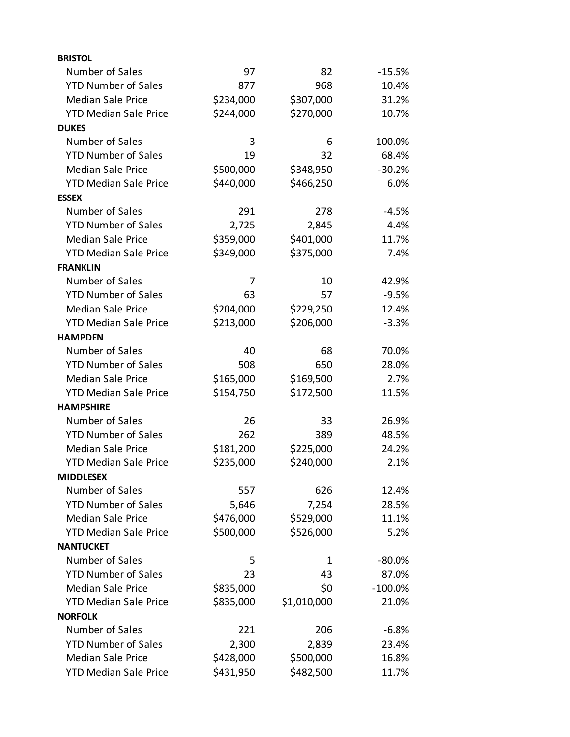| | | | |
|---|---|---|---|
| **BRISTOL** | | | |
| Number of Sales | 97 | 82 | -15.5% |
| YTD Number of Sales | 877 | 968 | 10.4% |
| Median Sale Price | $234,000 | $307,000 | 31.2% |
| YTD Median Sale Price | $244,000 | $270,000 | 10.7% |
| **DUKES** | | | |
| Number of Sales | 3 | 6 | 100.0% |
| YTD Number of Sales | 19 | 32 | 68.4% |
| Median Sale Price | $500,000 | $348,950 | -30.2% |
| YTD Median Sale Price | $440,000 | $466,250 | 6.0% |
| **ESSEX** | | | |
| Number of Sales | 291 | 278 | -4.5% |
| YTD Number of Sales | 2,725 | 2,845 | 4.4% |
| Median Sale Price | $359,000 | $401,000 | 11.7% |
| YTD Median Sale Price | $349,000 | $375,000 | 7.4% |
| **FRANKLIN** | | | |
| Number of Sales | 7 | 10 | 42.9% |
| YTD Number of Sales | 63 | 57 | -9.5% |
| Median Sale Price | $204,000 | $229,250 | 12.4% |
| YTD Median Sale Price | $213,000 | $206,000 | -3.3% |
| **HAMPDEN** | | | |
| Number of Sales | 40 | 68 | 70.0% |
| YTD Number of Sales | 508 | 650 | 28.0% |
| Median Sale Price | $165,000 | $169,500 | 2.7% |
| YTD Median Sale Price | $154,750 | $172,500 | 11.5% |
| **HAMPSHIRE** | | | |
| Number of Sales | 26 | 33 | 26.9% |
| YTD Number of Sales | 262 | 389 | 48.5% |
| Median Sale Price | $181,200 | $225,000 | 24.2% |
| YTD Median Sale Price | $235,000 | $240,000 | 2.1% |
| **MIDDLESEX** | | | |
| Number of Sales | 557 | 626 | 12.4% |
| YTD Number of Sales | 5,646 | 7,254 | 28.5% |
| Median Sale Price | $476,000 | $529,000 | 11.1% |
| YTD Median Sale Price | $500,000 | $526,000 | 5.2% |
| **NANTUCKET** | | | |
| Number of Sales | 5 | 1 | -80.0% |
| YTD Number of Sales | 23 | 43 | 87.0% |
| Median Sale Price | $835,000 | $0 | -100.0% |
| YTD Median Sale Price | $835,000 | $1,010,000 | 21.0% |
| **NORFOLK** | | | |
| Number of Sales | 221 | 206 | -6.8% |
| YTD Number of Sales | 2,300 | 2,839 | 23.4% |
| Median Sale Price | $428,000 | $500,000 | 16.8% |
| YTD Median Sale Price | $431,950 | $482,500 | 11.7% |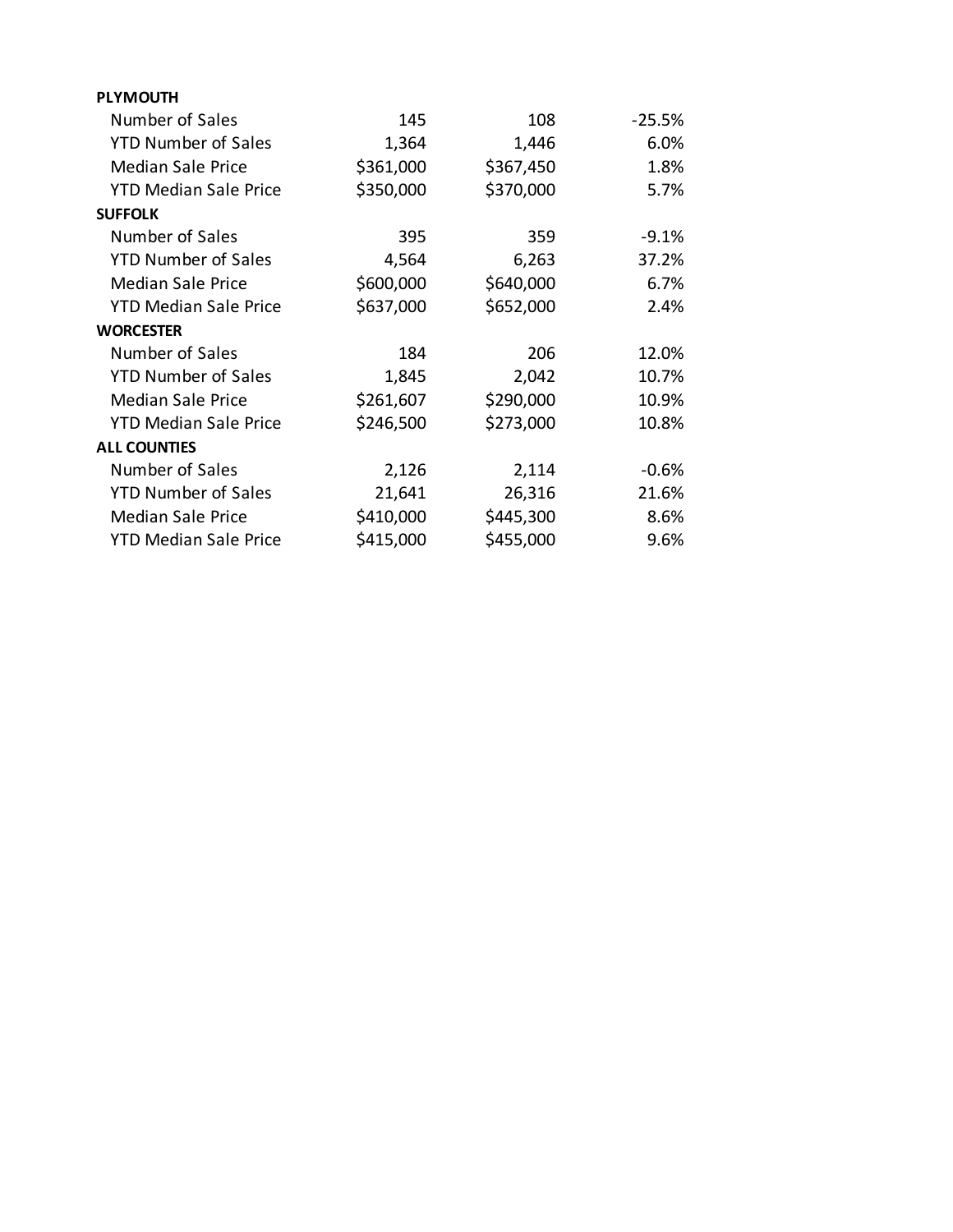| | | | |
|---|---|---|---|
| **PLYMOUTH** | | | |
| Number of Sales | 145 | 108 | -25.5% |
| YTD Number of Sales | 1,364 | 1,446 | 6.0% |
| Median Sale Price | $361,000 | $367,450 | 1.8% |
| YTD Median Sale Price | $350,000 | $370,000 | 5.7% |
| **SUFFOLK** | | | |
| Number of Sales | 395 | 359 | -9.1% |
| YTD Number of Sales | 4,564 | 6,263 | 37.2% |
| Median Sale Price | $600,000 | $640,000 | 6.7% |
| YTD Median Sale Price | $637,000 | $652,000 | 2.4% |
| **WORCESTER** | | | |
| Number of Sales | 184 | 206 | 12.0% |
| YTD Number of Sales | 1,845 | 2,042 | 10.7% |
| Median Sale Price | $261,607 | $290,000 | 10.9% |
| YTD Median Sale Price | $246,500 | $273,000 | 10.8% |
| **ALL COUNTIES** | | | |
| Number of Sales | 2,126 | 2,114 | -0.6% |
| YTD Number of Sales | 21,641 | 26,316 | 21.6% |
| Median Sale Price | $410,000 | $445,300 | 8.6% |
| YTD Median Sale Price | $415,000 | $455,000 | 9.6% |